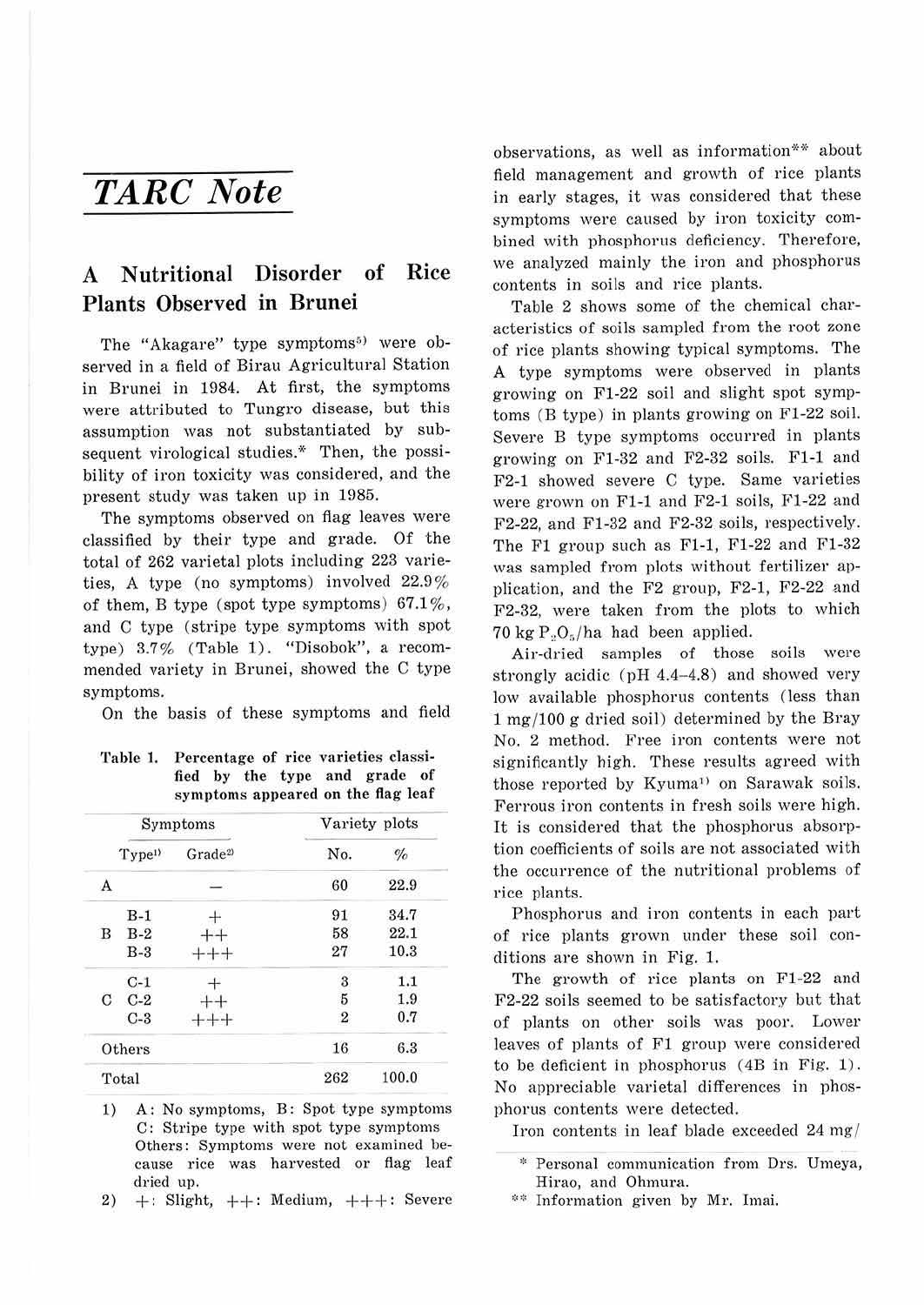# *TARC Note*

## A Nutritional Disorder of Rice Plants Observed in Brunei

The "Akagare" type symptoms[5] were observed in a field of Birau Agricultural Station in Brunei in 1984. At first, the symptoms were attributed to Tungro disease, but this assumption was not substantiated by subsequent virological studies.* Then, the possibility of iron toxicity was considered, and the present study was taken up in 1985.

The symptoms observed on flag leaves were classified by their type and grade. Of the total of 262 varietal plots including 223 varieties, A type (no symptoms) involved 22.9% of them, B type (spot type symptoms) 67.1%, and C type (stripe type symptoms with spot type) 3.7% (Table 1). "Disobok", a recommended variety in Brunei, showed the C type symptoms.

On the basis of these symptoms and field observations, as well as information** about field management and growth of rice plants in early stages, it was considered that these symptoms were caused by iron toxicity combined with phosphorus deficiency. Therefore, we analyzed mainly the iron and phosphorus contents in soils and rice plants.

Table 1. Percentage of rice varieties classified by the type and grade of symptoms appeared on the flag leaf

| Symptoms | | | Variety plots | |
|---|---|---|---|---|
| Type[1] | | Grade[2] | No. | % |
| A | | — | 60 | 22.9 |
| B | B-1 | + | 91 | 34.7 |
| | B-2 | ++ | 58 | 22.1 |
| | B-3 | +++ | 27 | 10.3 |
| C | C-1 | + | 3 | 1.1 |
| | C-2 | ++ | 5 | 1.9 |
| | C-3 | +++ | 2 | 0.7 |
| Others | | | 16 | 6.3 |
| Total | | | 262 | 100.0 |

1) A: No symptoms, B: Spot type symptoms
C: Stripe type with spot type symptoms
Others: Symptoms were not examined because rice was harvested or flag leaf dried up.

2) +: Slight, ++: Medium, +++: Severe

Table 2 shows some of the chemical characteristics of soils sampled from the root zone of rice plants showing typical symptoms. The A type symptoms were observed in plants growing on F1-22 soil and slight spot symptoms (B type) in plants growing on F1-22 soil. Severe B type symptoms occurred in plants growing on F1-32 and F2-32 soils. F1-1 and F2-1 showed severe C type. Same varieties were grown on F1-1 and F2-1 soils, F1-22 and F2-22, and F1-32 and F2-32 soils, respectively. The F1 group such as F1-1, F1-22 and F1-32 was sampled from plots without fertilizer application, and the F2 group, F2-1, F2-22 and F2-32, were taken from the plots to which 70 kg $P_2O_5$/ha had been applied.

Air-dried samples of those soils were strongly acidic (pH 4.4–4.8) and showed very low available phosphorus contents (less than 1 mg/100 g dried soil) determined by the Bray No. 2 method. Free iron contents were not significantly high. These results agreed with those reported by Kyuma[1] on Sarawak soils. Ferrous iron contents in fresh soils were high. It is considered that the phosphorus absorption coefficients of soils are not associated with the occurrence of the nutritional problems of rice plants.

Phosphorus and iron contents in each part of rice plants grown under these soil conditions are shown in Fig. 1.

The growth of rice plants on F1-22 and F2-22 soils seemed to be satisfactory but that of plants on other soils was poor. Lower leaves of plants of F1 group were considered to be deficient in phosphorus (4B in Fig. 1). No appreciable varietal differences in phosphorus contents were detected.

Iron contents in leaf blade exceeded 24 mg/

\* Personal communication from Drs. Umeya, Hirao, and Ohmura.

\*\* Information given by Mr. Imai.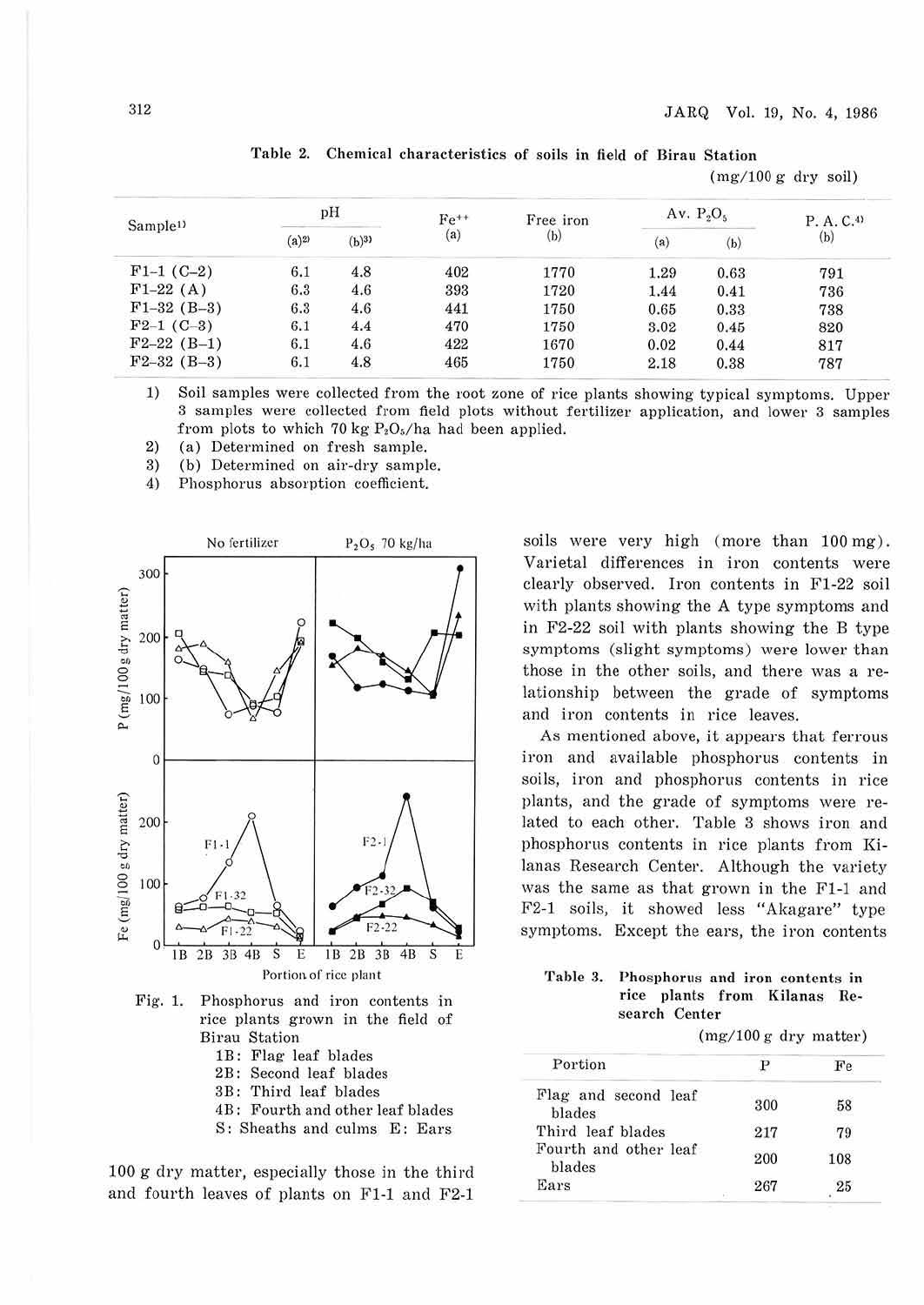Table 2. Chemical characteristics of soils in field of Birau Station

(mg/100 g dry soil)

| Sample[1] | pH | | $Fe^{++}$ | Free iron | Av. $P_2O_5$ | | P. A. C.[4] |
|---|---|---|---|---|---|---|---|
| | (a)[2] | (b)[3] | (a) | (b) | (a) | (b) | (b) |
| F1–1 (C–2) | 6.1 | 4.8 | 402 | 1770 | 1.29 | 0.63 | 791 |
| F1–22 (A) | 6.3 | 4.6 | 393 | 1720 | 1.44 | 0.41 | 736 |
| F1–32 (B–3) | 6.3 | 4.6 | 441 | 1750 | 0.65 | 0.33 | 738 |
| F2–1 (C–3) | 6.1 | 4.4 | 470 | 1750 | 3.02 | 0.45 | 820 |
| F2–22 (B–1) | 6.1 | 4.6 | 422 | 1670 | 0.02 | 0.44 | 817 |
| F2–32 (B–3) | 6.1 | 4.8 | 465 | 1750 | 2.18 | 0.38 | 787 |

1) Soil samples were collected from the root zone of rice plants showing typical symptoms. Upper 3 samples were collected from field plots without fertilizer application, and lower 3 samples from plots to which 70 kg $P_2O_5$/ha had been applied.
2) (a) Determined on fresh sample.
3) (b) Determined on air-dry sample.
4) Phosphorus absorption coefficient.

Fig. 1. Phosphorus and iron contents in rice plants grown in the field of Birau Station
1B: Flag leaf blades
2B: Second leaf blades
3B: Third leaf blades
4B: Fourth and other leaf blades
S: Sheaths and culms E: Ears

100 g dry matter, especially those in the third and fourth leaves of plants on F1-1 and F2-1 soils were very high (more than 100 mg). Varietal differences in iron contents were clearly observed. Iron contents in F1-22 soil with plants showing the A type symptoms and in F2-22 soil with plants showing the B type symptoms (slight symptoms) were lower than those in the other soils, and there was a relationship between the grade of symptoms and iron contents in rice leaves.

As mentioned above, it appears that ferrous iron and available phosphorus contents in soils, iron and phosphorus contents in rice plants, and the grade of symptoms were related to each other. Table 3 shows iron and phosphorus contents in rice plants from Kilanas Research Center. Although the variety was the same as that grown in the F1-1 and F2-1 soils, it showed less "Akagare" type symptoms. Except the ears, the iron contents

Table 3. Phosphorus and iron contents in rice plants from Kilanas Research Center

(mg/100 g dry matter)

| Portion | P | Fe |
|---|---|---|
| Flag and second leaf blades | 300 | 58 |
| Third leaf blades | 217 | 79 |
| Fourth and other leaf blades | 200 | 108 |
| Ears | 267 | 25 |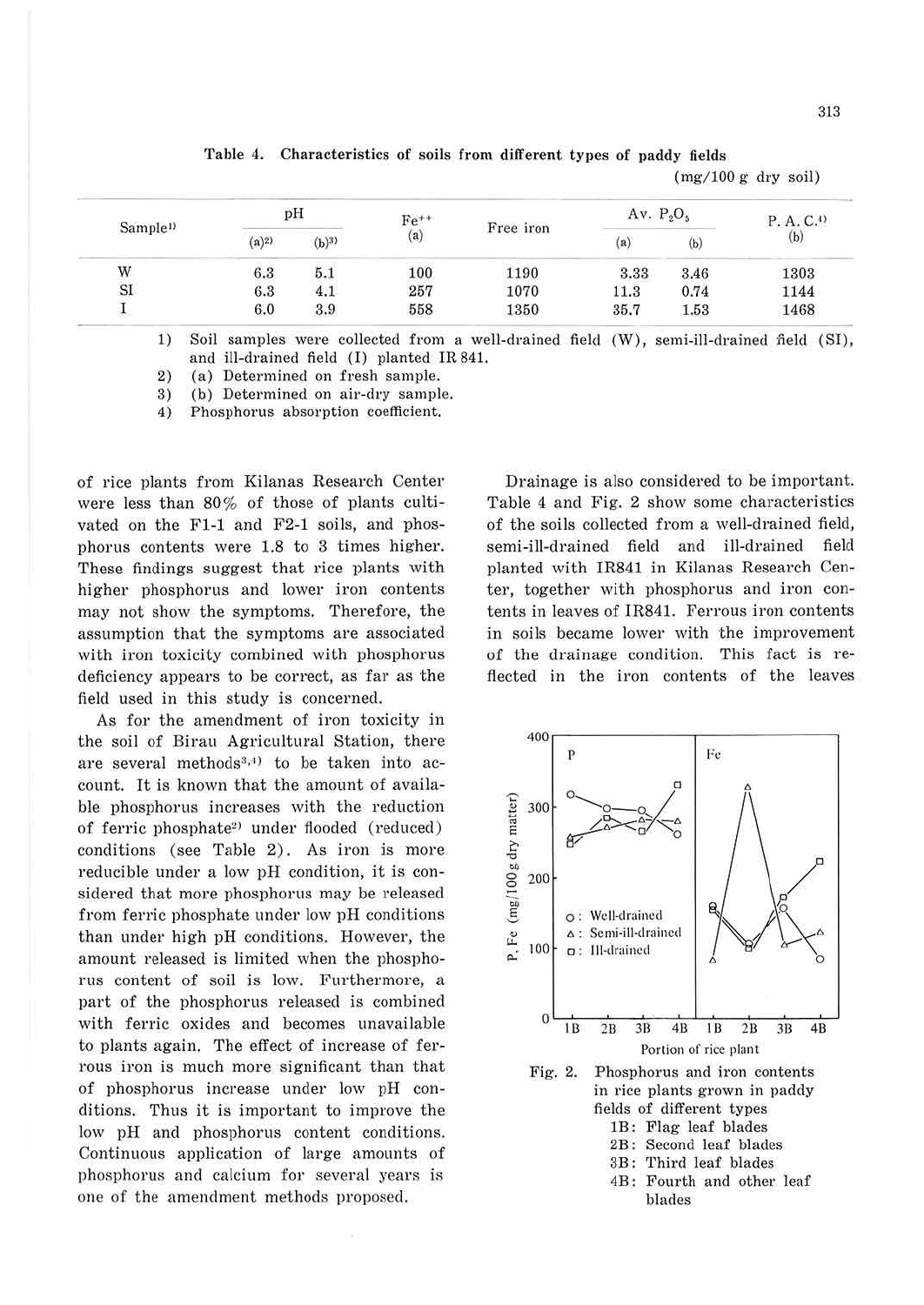Table 4. Characteristics of soils from different types of paddy fields

(mg/100 g dry soil)

| Sample[1] | pH | | $Fe^{++}$ | Free iron | Av. $P_2O_5$ | | P. A. C.[4] |
|---|---|---|---|---|---|---|---|
| | (a)[2] | (b)[3] | (a) | | (a) | (b) | (b) |
| W | 6.3 | 5.1 | 100 | 1190 | 3.33 | 3.46 | 1303 |
| SI | 6.3 | 4.1 | 257 | 1070 | 11.3 | 0.74 | 1144 |
| I | 6.0 | 3.9 | 558 | 1350 | 35.7 | 1.53 | 1468 |

1) Soil samples were collected from a well-drained field (W), semi-ill-drained field (SI), and ill-drained field (I) planted IR 841.
2) (a) Determined on fresh sample.
3) (b) Determined on air-dry sample.
4) Phosphorus absorption coefficient.

of rice plants from Kilanas Research Center were less than 80% of those of plants cultivated on the F1-1 and F2-1 soils, and phosphorus contents were 1.8 to 3 times higher. These findings suggest that rice plants with higher phosphorus and lower iron contents may not show the symptoms. Therefore, the assumption that the symptoms are associated with iron toxicity combined with phosphorus deficiency appears to be correct, as far as the field used in this study is concerned.

As for the amendment of iron toxicity in the soil of Birau Agricultural Station, there are several methods[3,4] to be taken into account. It is known that the amount of available phosphorus increases with the reduction of ferric phosphate[2] under flooded (reduced) conditions (see Table 2). As iron is more reducible under a low pH condition, it is considered that more phosphorus may be released from ferric phosphate under low pH conditions than under high pH conditions. However, the amount released is limited when the phosphorus content of soil is low. Furthermore, a part of the phosphorus released is combined with ferric oxides and becomes unavailable to plants again. The effect of increase of ferrous iron is much more significant than that of phosphorus increase under low pH conditions. Thus it is important to improve the low pH and phosphorus content conditions. Continuous application of large amounts of phosphorus and calcium for several years is one of the amendment methods proposed.

Drainage is also considered to be important. Table 4 and Fig. 2 show some characteristics of the soils collected from a well-drained field, semi-ill-drained field and ill-drained field planted with IR841 in Kilanas Research Center, together with phosphorus and iron contents in leaves of IR841. Ferrous iron contents in soils became lower with the improvement of the drainage condition. This fact is reflected in the iron contents of the leaves

Fig. 2. Phosphorus and iron contents in rice plants grown in paddy fields of different types
1B: Flag leaf blades
2B: Second leaf blades
3B: Third leaf blades
4B: Fourth and other leaf blades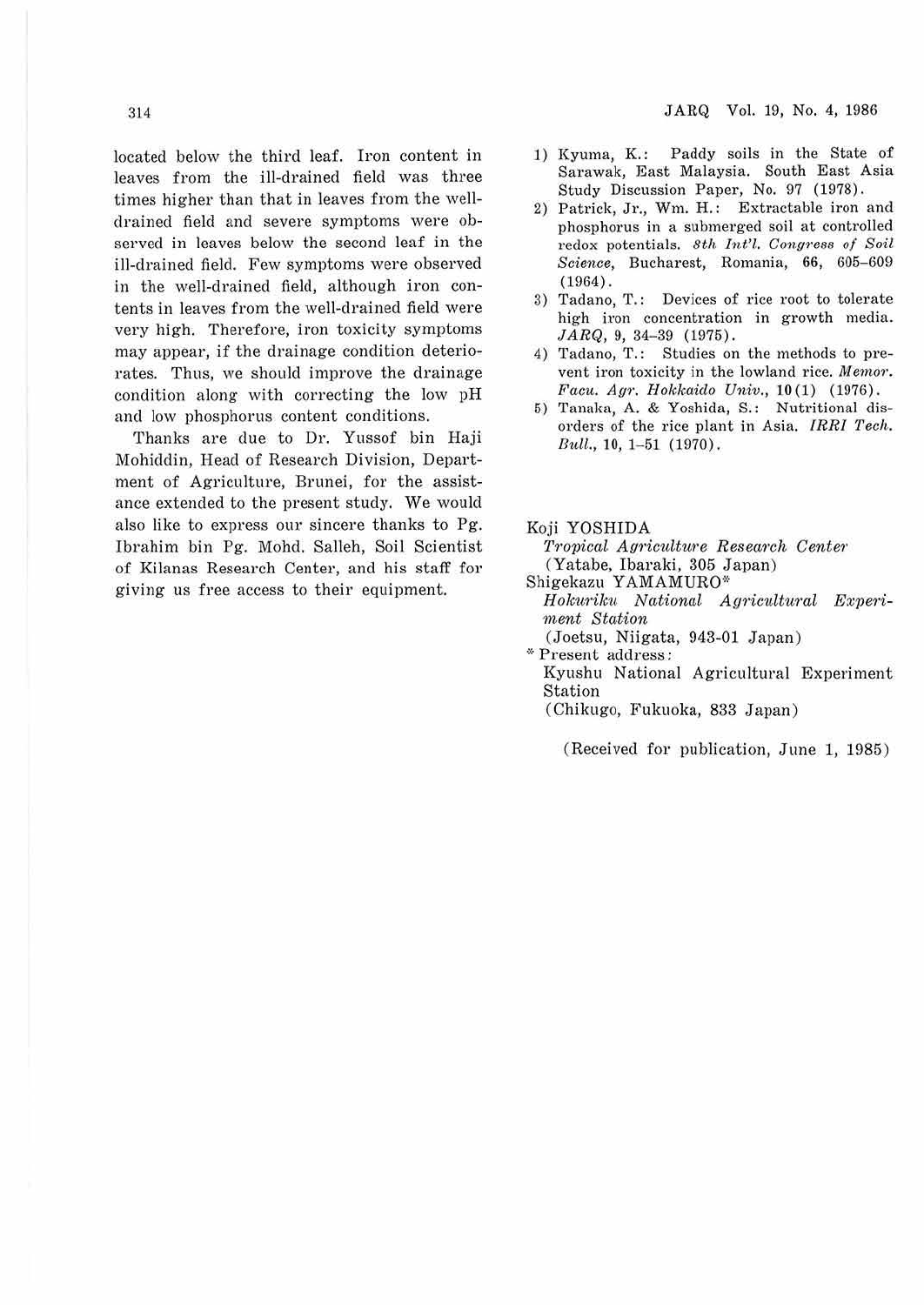located below the third leaf. Iron content in leaves from the ill-drained field was three times higher than that in leaves from the well-drained field and severe symptoms were observed in leaves below the second leaf in the ill-drained field. Few symptoms were observed in the well-drained field, although iron contents in leaves from the well-drained field were very high. Therefore, iron toxicity symptoms may appear, if the drainage condition deteriorates. Thus, we should improve the drainage condition along with correcting the low pH and low phosphorus content conditions.

Thanks are due to Dr. Yussof bin Haji Mohiddin, Head of Research Division, Department of Agriculture, Brunei, for the assistance extended to the present study. We would also like to express our sincere thanks to Pg. Ibrahim bin Pg. Mohd. Salleh, Soil Scientist of Kilanas Research Center, and his staff for giving us free access to their equipment.

1) Kyuma, K.: Paddy soils in the State of Sarawak, East Malaysia. South East Asia Study Discussion Paper, No. 97 (1978).
2) Patrick, Jr., Wm. H.: Extractable iron and phosphorus in a submerged soil at controlled redox potentials. *8th Int'l. Congress of Soil Science*, Bucharest, Romania, **66**, 605–609 (1964).
3) Tadano, T.: Devices of rice root to tolerate high iron concentration in growth media. *JARQ*, **9**, 34–39 (1975).
4) Tadano, T.: Studies on the methods to prevent iron toxicity in the lowland rice. *Memor. Facu. Agr. Hokkaido Univ.*, **10**(1) (1976).
5) Tanaka, A. & Yoshida, S.: Nutritional disorders of the rice plant in Asia. *IRRI Tech. Bull.*, **10**, 1–51 (1970).

Koji YOSHIDA
*Tropical Agriculture Research Center*
(Yatabe, Ibaraki, 305 Japan)
Shigekazu YAMAMURO*
*Hokuriku National Agricultural Experiment Station*
(Joetsu, Niigata, 943-01 Japan)
* Present address:
Kyushu National Agricultural Experiment Station
(Chikugo, Fukuoka, 833 Japan)

(Received for publication, June 1, 1985)